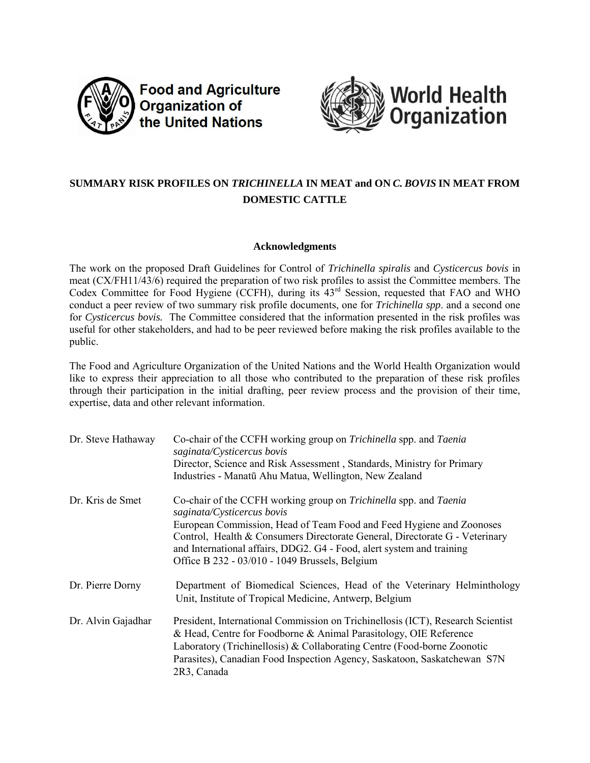Food and Agriculture Organization of the United Nations

World Health Organization

**SUMMARY RISK PROFILES ON *TRICHINELLA* IN MEAT and ON *C. BOVIS* IN MEAT FROM DOMESTIC CATTLE**

**Acknowledgments**

The work on the proposed Draft Guidelines for Control of *Trichinella spiralis* and *Cysticercus bovis* in meat (CX/FH11/43/6) required the preparation of two risk profiles to assist the Committee members. The Codex Committee for Food Hygiene (CCFH), during its 43rd Session, requested that FAO and WHO conduct a peer review of two summary risk profile documents, one for *Trichinella spp*. and a second one for *Cysticercus bovis.* The Committee considered that the information presented in the risk profiles was useful for other stakeholders, and had to be peer reviewed before making the risk profiles available to the public.

The Food and Agriculture Organization of the United Nations and the World Health Organization would like to express their appreciation to all those who contributed to the preparation of these risk profiles through their participation in the initial drafting, peer review process and the provision of their time, expertise, data and other relevant information.

| | |
|---|---|
| Dr. Steve Hathaway | Co-chair of the CCFH working group on *Trichinella* spp. and *Taenia saginata/Cysticercus bovis* Director, Science and Risk Assessment , Standards, Ministry for Primary Industries - Manatū Ahu Matua, Wellington, New Zealand |
| Dr. Kris de Smet | Co-chair of the CCFH working group on *Trichinella* spp. and *Taenia saginata/Cysticercus bovis* European Commission, Head of Team Food and Feed Hygiene and Zoonoses Control, Health & Consumers Directorate General, Directorate G - Veterinary and International affairs, DDG2. G4 - Food, alert system and training Office B 232 - 03/010 - 1049 Brussels, Belgium |
| Dr. Pierre Dorny | Department of Biomedical Sciences, Head of the Veterinary Helminthology Unit, Institute of Tropical Medicine, Antwerp, Belgium |
| Dr. Alvin Gajadhar | President, International Commission on Trichinellosis (ICT), Research Scientist & Head, Centre for Foodborne & Animal Parasitology, OIE Reference Laboratory (Trichinellosis) & Collaborating Centre (Food-borne Zoonotic Parasites), Canadian Food Inspection Agency, Saskatoon, Saskatchewan S7N 2R3, Canada |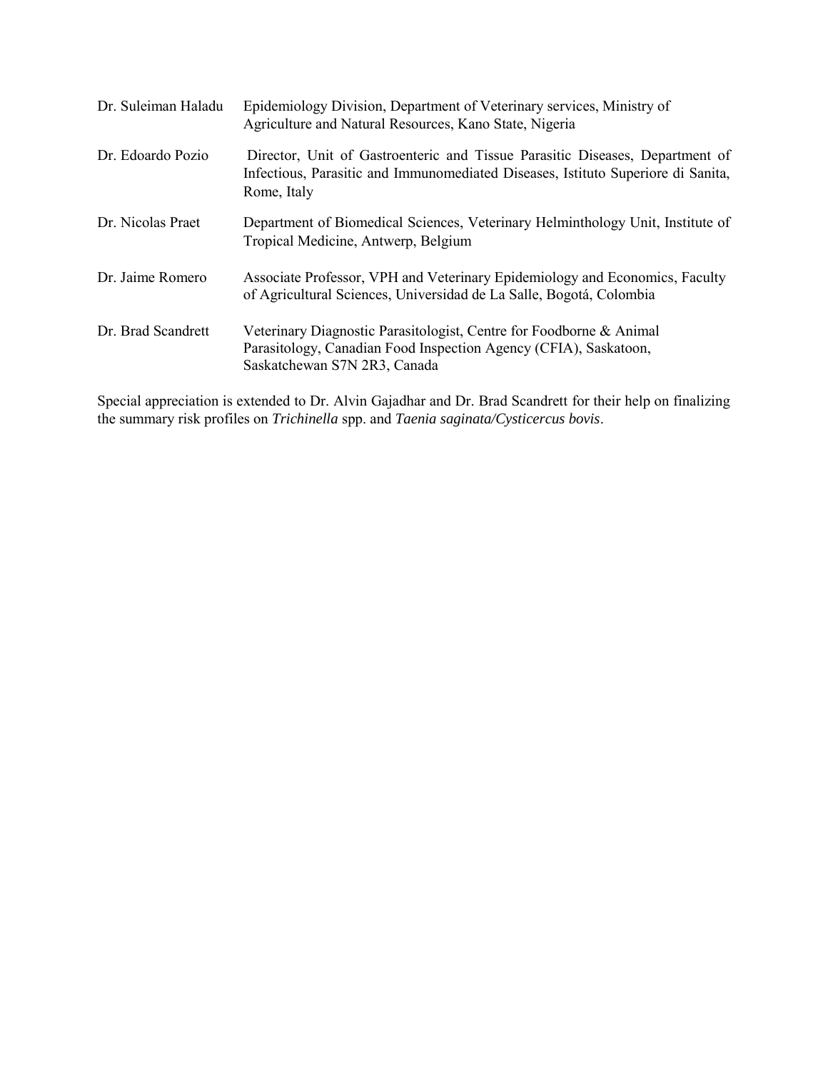| | |
|---|---|
| Dr. Suleiman Haladu | Epidemiology Division, Department of Veterinary services, Ministry of Agriculture and Natural Resources, Kano State, Nigeria |
| Dr. Edoardo Pozio | Director, Unit of Gastroenteric and Tissue Parasitic Diseases, Department of Infectious, Parasitic and Immunomediated Diseases, Istituto Superiore di Sanita, Rome, Italy |
| Dr. Nicolas Praet | Department of Biomedical Sciences, Veterinary Helminthology Unit, Institute of Tropical Medicine, Antwerp, Belgium |
| Dr. Jaime Romero | Associate Professor, VPH and Veterinary Epidemiology and Economics, Faculty of Agricultural Sciences, Universidad de La Salle, Bogotá, Colombia |
| Dr. Brad Scandrett | Veterinary Diagnostic Parasitologist, Centre for Foodborne & Animal Parasitology, Canadian Food Inspection Agency (CFIA), Saskatoon, Saskatchewan S7N 2R3, Canada |

Special appreciation is extended to Dr. Alvin Gajadhar and Dr. Brad Scandrett for their help on finalizing the summary risk profiles on *Trichinella* spp. and *Taenia saginata/Cysticercus bovis*.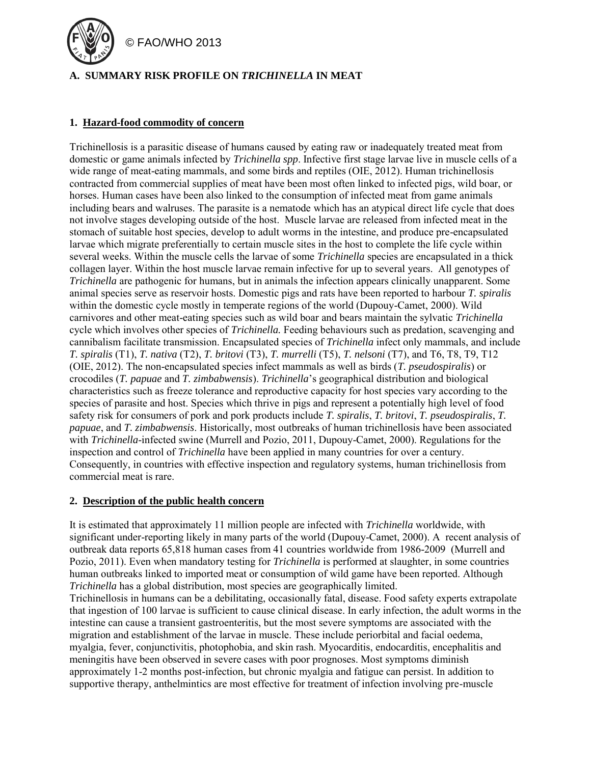© FAO/WHO 2013

## A. SUMMARY RISK PROFILE ON *TRICHINELLA* IN MEAT

### 1. Hazard-food commodity of concern

Trichinellosis is a parasitic disease of humans caused by eating raw or inadequately treated meat from domestic or game animals infected by *Trichinella spp*. Infective first stage larvae live in muscle cells of a wide range of meat-eating mammals, and some birds and reptiles (OIE, 2012). Human trichinellosis contracted from commercial supplies of meat have been most often linked to infected pigs, wild boar, or horses. Human cases have been also linked to the consumption of infected meat from game animals including bears and walruses. The parasite is a nematode which has an atypical direct life cycle that does not involve stages developing outside of the host. Muscle larvae are released from infected meat in the stomach of suitable host species, develop to adult worms in the intestine, and produce pre-encapsulated larvae which migrate preferentially to certain muscle sites in the host to complete the life cycle within several weeks. Within the muscle cells the larvae of some *Trichinella* species are encapsulated in a thick collagen layer. Within the host muscle larvae remain infective for up to several years. All genotypes of *Trichinella* are pathogenic for humans, but in animals the infection appears clinically unapparent. Some animal species serve as reservoir hosts. Domestic pigs and rats have been reported to harbour *T. spiralis* within the domestic cycle mostly in temperate regions of the world (Dupouy-Camet, 2000). Wild carnivores and other meat-eating species such as wild boar and bears maintain the sylvatic *Trichinella* cycle which involves other species of *Trichinella.* Feeding behaviours such as predation, scavenging and cannibalism facilitate transmission. Encapsulated species of *Trichinella* infect only mammals, and include *T. spiralis* (T1), *T. nativa* (T2), *T. britovi* (T3), *T. murrelli* (T5), *T. nelsoni* (T7), and T6, T8, T9, T12 (OIE, 2012). The non-encapsulated species infect mammals as well as birds (*T. pseudospiralis*) or crocodiles (*T. papuae* and *T. zimbabwensis*). *Trichinella*'s geographical distribution and biological characteristics such as freeze tolerance and reproductive capacity for host species vary according to the species of parasite and host. Species which thrive in pigs and represent a potentially high level of food safety risk for consumers of pork and pork products include *T. spiralis*, *T. britovi*, *T. pseudospiralis*, *T. papuae*, and *T. zimbabwensis*. Historically, most outbreaks of human trichinellosis have been associated with *Trichinella*-infected swine (Murrell and Pozio, 2011, Dupouy-Camet, 2000). Regulations for the inspection and control of *Trichinella* have been applied in many countries for over a century. Consequently, in countries with effective inspection and regulatory systems, human trichinellosis from commercial meat is rare.

### 2. Description of the public health concern

It is estimated that approximately 11 million people are infected with *Trichinella* worldwide, with significant under-reporting likely in many parts of the world (Dupouy-Camet, 2000). A recent analysis of outbreak data reports 65,818 human cases from 41 countries worldwide from 1986-2009 (Murrell and Pozio, 2011). Even when mandatory testing for *Trichinella* is performed at slaughter, in some countries human outbreaks linked to imported meat or consumption of wild game have been reported. Although *Trichinella* has a global distribution, most species are geographically limited.

Trichinellosis in humans can be a debilitating, occasionally fatal, disease. Food safety experts extrapolate that ingestion of 100 larvae is sufficient to cause clinical disease. In early infection, the adult worms in the intestine can cause a transient gastroenteritis, but the most severe symptoms are associated with the migration and establishment of the larvae in muscle. These include periorbital and facial oedema, myalgia, fever, conjunctivitis, photophobia, and skin rash. Myocarditis, endocarditis, encephalitis and meningitis have been observed in severe cases with poor prognoses. Most symptoms diminish approximately 1-2 months post-infection, but chronic myalgia and fatigue can persist. In addition to supportive therapy, anthelmintics are most effective for treatment of infection involving pre-muscle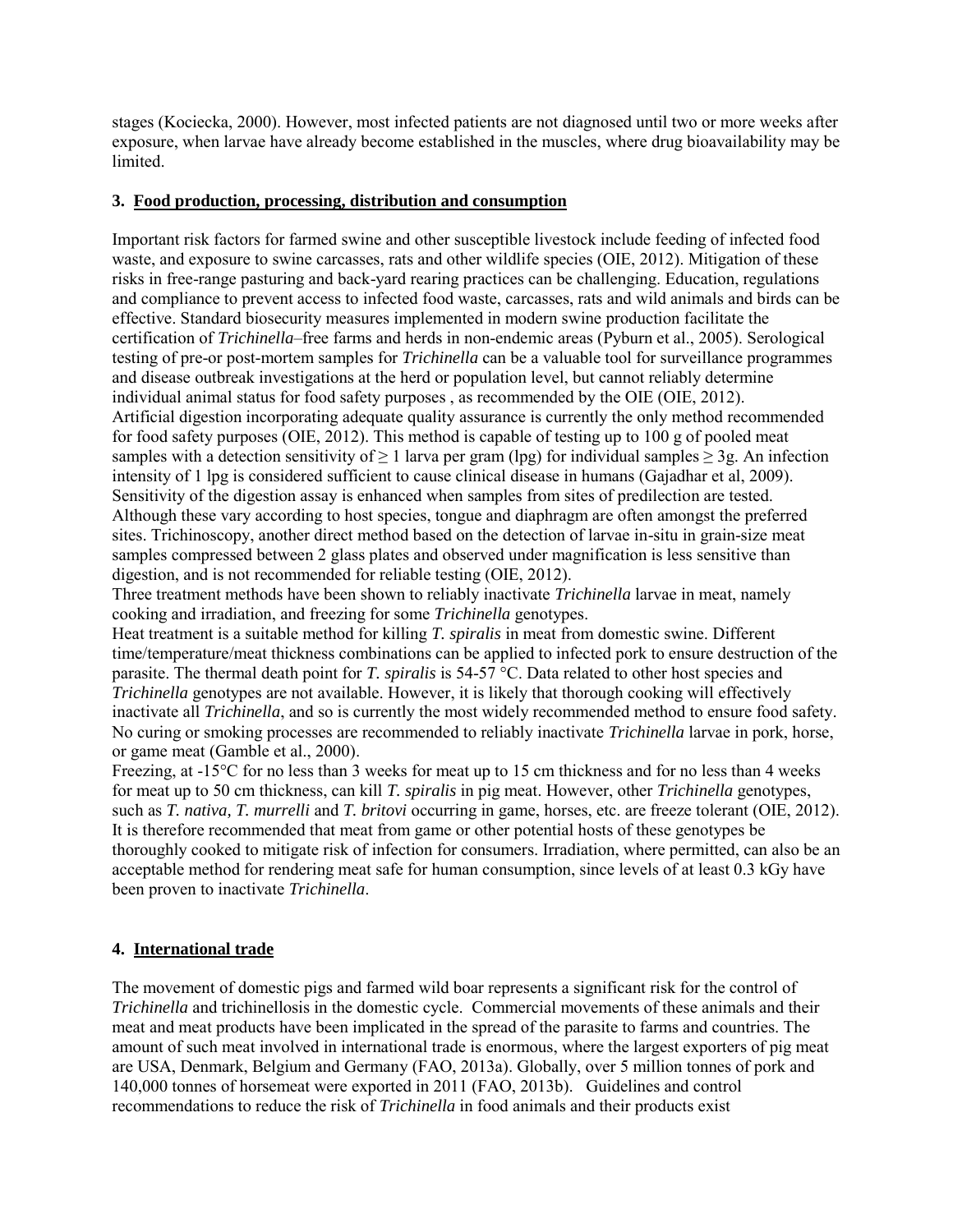stages (Kociecka, 2000). However, most infected patients are not diagnosed until two or more weeks after exposure, when larvae have already become established in the muscles, where drug bioavailability may be limited.

### 3. Food production, processing, distribution and consumption

Important risk factors for farmed swine and other susceptible livestock include feeding of infected food waste, and exposure to swine carcasses, rats and other wildlife species (OIE, 2012). Mitigation of these risks in free-range pasturing and back-yard rearing practices can be challenging. Education, regulations and compliance to prevent access to infected food waste, carcasses, rats and wild animals and birds can be effective. Standard biosecurity measures implemented in modern swine production facilitate the certification of *Trichinella*–free farms and herds in non-endemic areas (Pyburn et al., 2005). Serological testing of pre-or post-mortem samples for *Trichinella* can be a valuable tool for surveillance programmes and disease outbreak investigations at the herd or population level, but cannot reliably determine individual animal status for food safety purposes , as recommended by the OIE (OIE, 2012).

Artificial digestion incorporating adequate quality assurance is currently the only method recommended for food safety purposes (OIE, 2012). This method is capable of testing up to 100 g of pooled meat samples with a detection sensitivity of ≥ 1 larva per gram (lpg) for individual samples ≥ 3g. An infection intensity of 1 lpg is considered sufficient to cause clinical disease in humans (Gajadhar et al, 2009). Sensitivity of the digestion assay is enhanced when samples from sites of predilection are tested. Although these vary according to host species, tongue and diaphragm are often amongst the preferred sites. Trichinoscopy, another direct method based on the detection of larvae in-situ in grain-size meat samples compressed between 2 glass plates and observed under magnification is less sensitive than digestion, and is not recommended for reliable testing (OIE, 2012).

Three treatment methods have been shown to reliably inactivate *Trichinella* larvae in meat, namely cooking and irradiation, and freezing for some *Trichinella* genotypes.

Heat treatment is a suitable method for killing *T. spiralis* in meat from domestic swine. Different time/temperature/meat thickness combinations can be applied to infected pork to ensure destruction of the parasite. The thermal death point for *T. spiralis* is 54-57 °C. Data related to other host species and *Trichinella* genotypes are not available. However, it is likely that thorough cooking will effectively inactivate all *Trichinella*, and so is currently the most widely recommended method to ensure food safety. No curing or smoking processes are recommended to reliably inactivate *Trichinella* larvae in pork, horse, or game meat (Gamble et al., 2000).

Freezing, at -15°C for no less than 3 weeks for meat up to 15 cm thickness and for no less than 4 weeks for meat up to 50 cm thickness, can kill *T. spiralis* in pig meat. However, other *Trichinella* genotypes, such as *T. nativa, T. murrelli* and *T. britovi* occurring in game, horses, etc. are freeze tolerant (OIE, 2012). It is therefore recommended that meat from game or other potential hosts of these genotypes be thoroughly cooked to mitigate risk of infection for consumers. Irradiation, where permitted, can also be an acceptable method for rendering meat safe for human consumption, since levels of at least 0.3 kGy have been proven to inactivate *Trichinella*.

### 4. International trade

The movement of domestic pigs and farmed wild boar represents a significant risk for the control of *Trichinella* and trichinellosis in the domestic cycle. Commercial movements of these animals and their meat and meat products have been implicated in the spread of the parasite to farms and countries. The amount of such meat involved in international trade is enormous, where the largest exporters of pig meat are USA, Denmark, Belgium and Germany (FAO, 2013a). Globally, over 5 million tonnes of pork and 140,000 tonnes of horsemeat were exported in 2011 (FAO, 2013b). Guidelines and control recommendations to reduce the risk of *Trichinella* in food animals and their products exist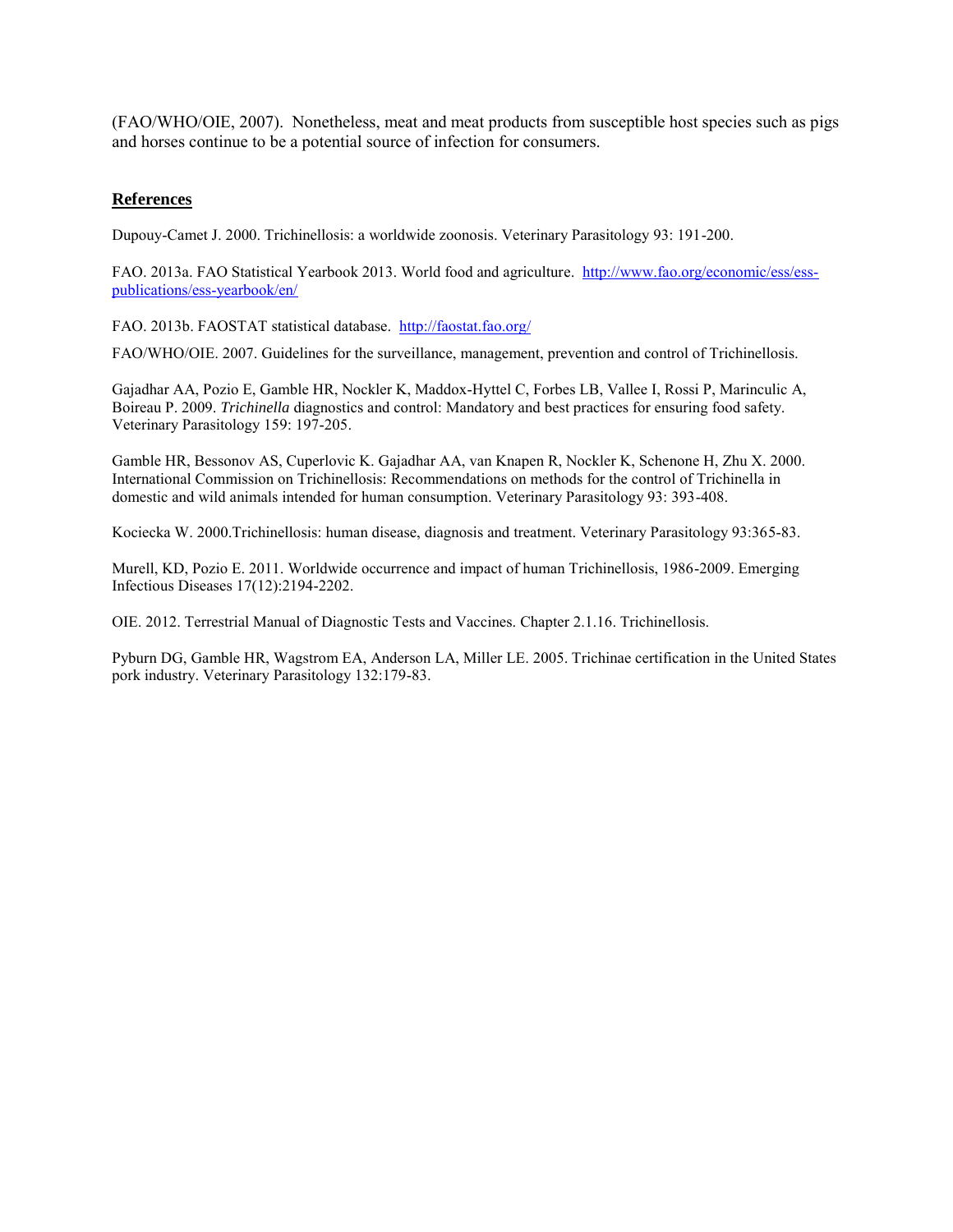(FAO/WHO/OIE, 2007). Nonetheless, meat and meat products from susceptible host species such as pigs and horses continue to be a potential source of infection for consumers.

## References

Dupouy-Camet J. 2000. Trichinellosis: a worldwide zoonosis. Veterinary Parasitology 93: 191-200.

FAO. 2013a. FAO Statistical Yearbook 2013. World food and agriculture. http://www.fao.org/economic/ess/ess-publications/ess-yearbook/en/

FAO. 2013b. FAOSTAT statistical database. http://faostat.fao.org/

FAO/WHO/OIE. 2007. Guidelines for the surveillance, management, prevention and control of Trichinellosis.

Gajadhar AA, Pozio E, Gamble HR, Nockler K, Maddox-Hyttel C, Forbes LB, Vallee I, Rossi P, Marinculic A, Boireau P. 2009. *Trichinella* diagnostics and control: Mandatory and best practices for ensuring food safety. Veterinary Parasitology 159: 197-205.

Gamble HR, Bessonov AS, Cuperlovic K. Gajadhar AA, van Knapen R, Nockler K, Schenone H, Zhu X. 2000. International Commission on Trichinellosis: Recommendations on methods for the control of Trichinella in domestic and wild animals intended for human consumption. Veterinary Parasitology 93: 393-408.

Kociecka W. 2000.Trichinellosis: human disease, diagnosis and treatment. Veterinary Parasitology 93:365-83.

Murell, KD, Pozio E. 2011. Worldwide occurrence and impact of human Trichinellosis, 1986-2009. Emerging Infectious Diseases 17(12):2194-2202.

OIE. 2012. Terrestrial Manual of Diagnostic Tests and Vaccines. Chapter 2.1.16. Trichinellosis.

Pyburn DG, Gamble HR, Wagstrom EA, Anderson LA, Miller LE. 2005. Trichinae certification in the United States pork industry. Veterinary Parasitology 132:179-83.